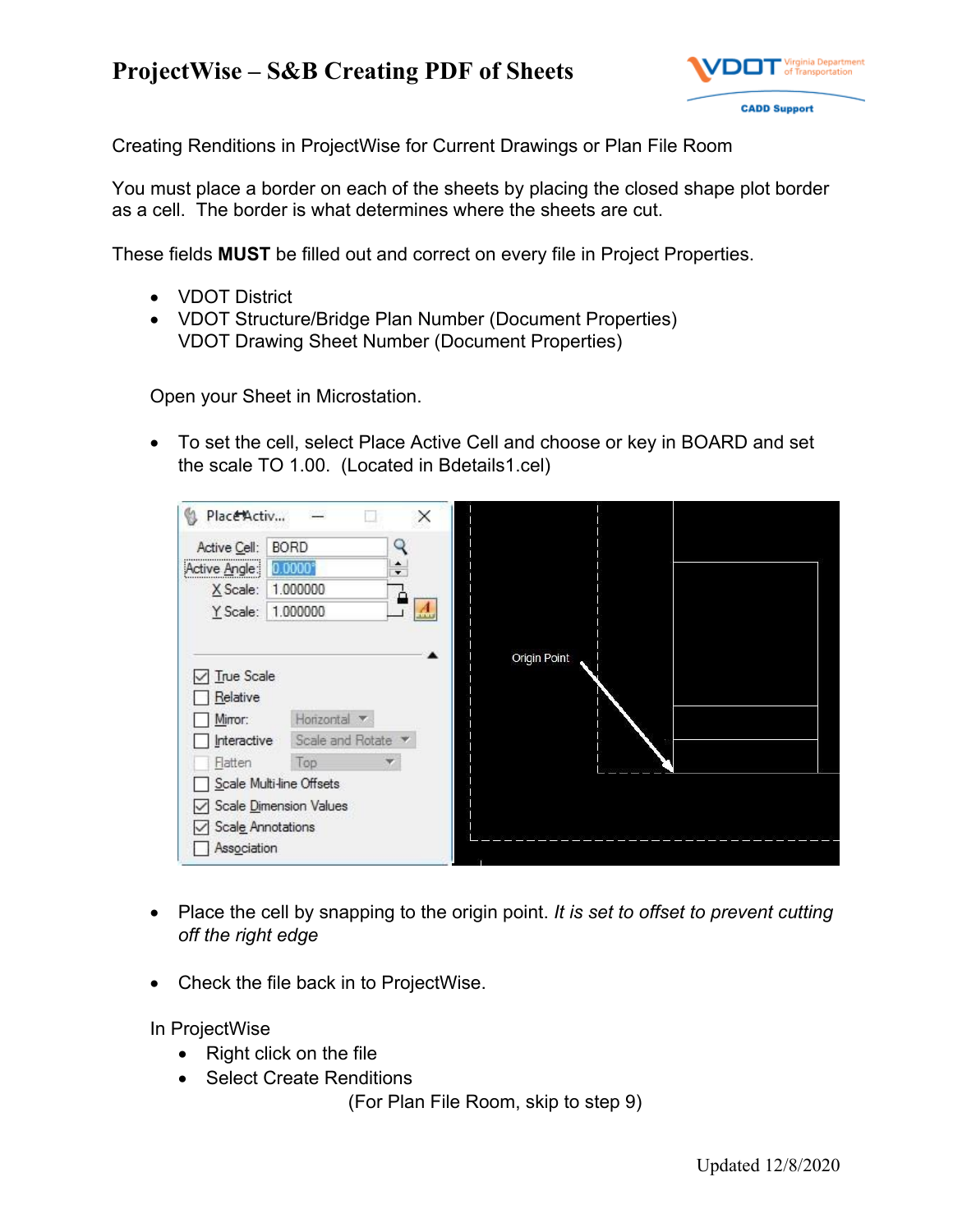# ProjectWise – S&B Creating PDF of Sheets

Creating Renditions in ProjectWise for Current Drawings or Plan File Room

You must place a border on each of the sheets by placing the closed shape plot border as a cell. The border is what determines where the sheets are cut.

These fields **MUST** be filled out and correct on every file in Project Properties.

- VDOT District
- VDOT Structure/Bridge Plan Number (Document Properties)
  VDOT Drawing Sheet Number (Document Properties)

Open your Sheet in Microstation.

- To set the cell, select Place Active Cell and choose or key in BOARD and set the scale TO 1.00. (Located in Bdetails1.cel)

- Place the cell by snapping to the origin point. *It is set to offset to prevent cutting off the right edge*

- Check the file back in to ProjectWise.

In ProjectWise
- Right click on the file
- Select Create Renditions

(For Plan File Room, skip to step 9)

Updated 12/8/2020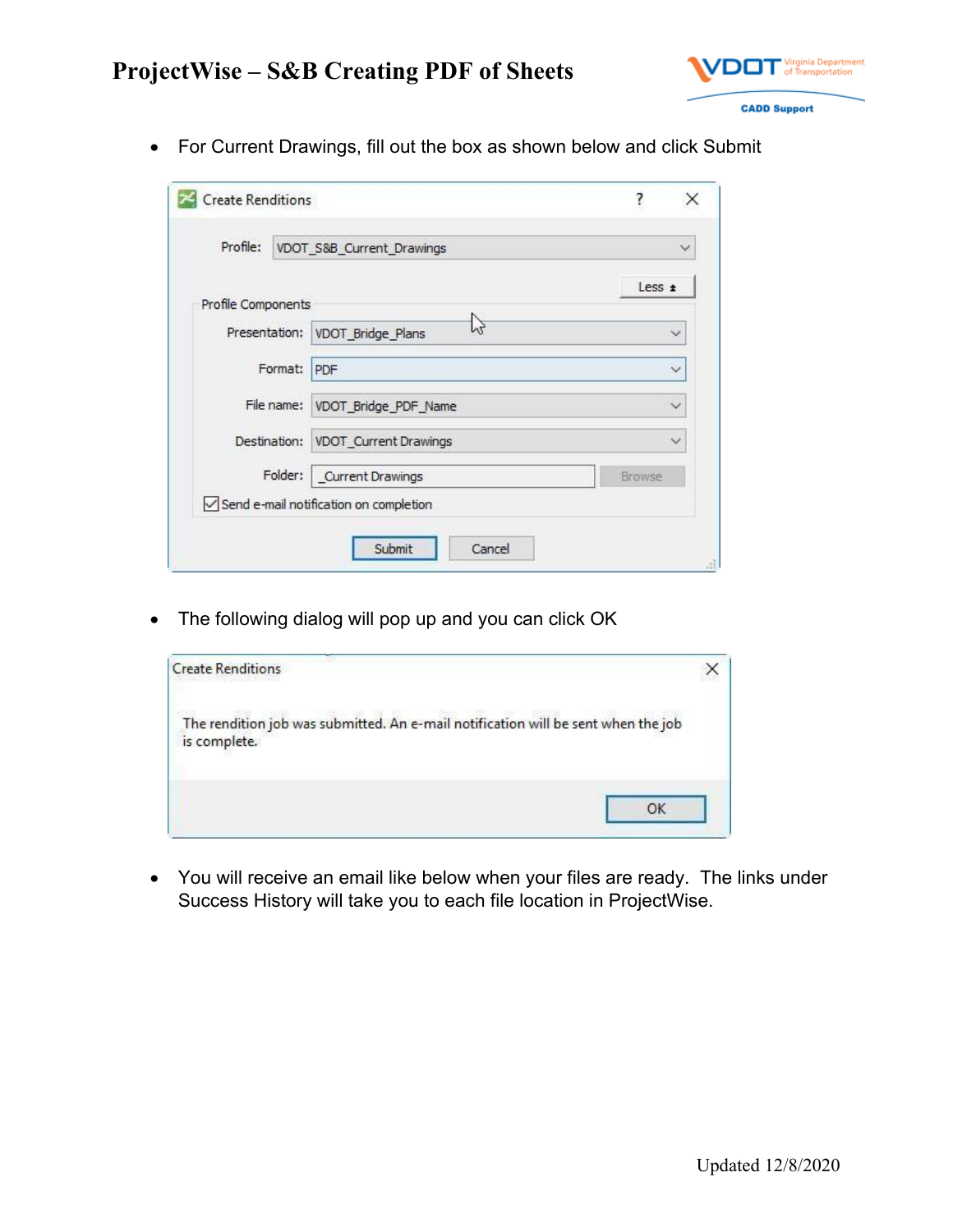- For Current Drawings, fill out the box as shown below and click Submit

- The following dialog will pop up and you can click OK

- You will receive an email like below when your files are ready. The links under Success History will take you to each file location in ProjectWise.

Updated 12/8/2020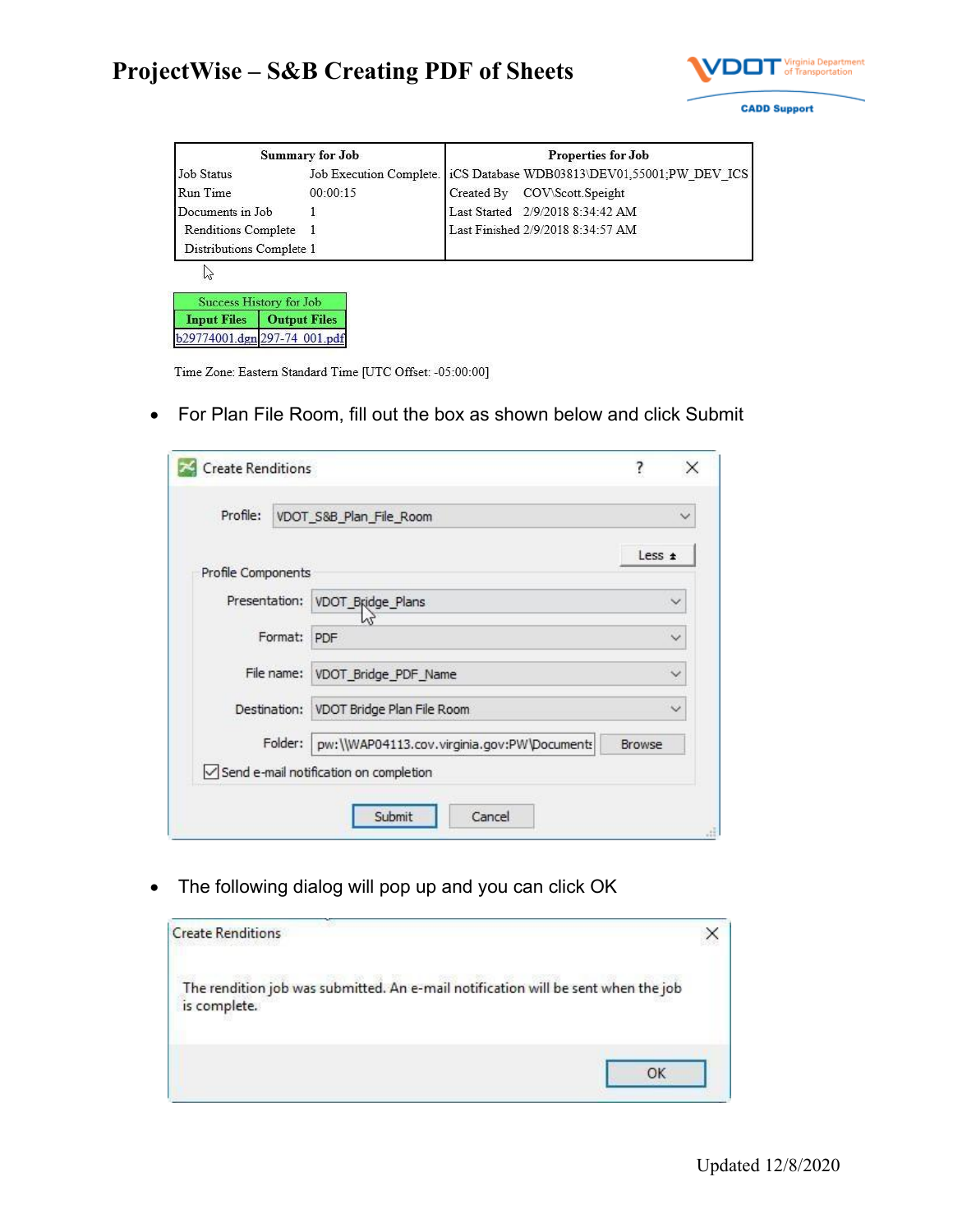# ProjectWise – S&B Creating PDF of Sheets

| Summary for Job | | Properties for Job | |
|---|---|---|---|
| Job Status | Job Execution Complete. | iCS Database | WDB03813\DEV01,55001;PW_DEV_ICS |
| Run Time | 00:00:15 | Created By | COV\Scott.Speight |
| Documents in Job | 1 | Last Started | 2/9/2018 8:34:42 AM |
| Renditions Complete | 1 | Last Finished | 2/9/2018 8:34:57 AM |
| Distributions Complete | 1 | | |

| Success History for Job | |
|---|---|
| Input Files | Output Files |
| b29774001.dgn | 297-74_001.pdf |

Time Zone: Eastern Standard Time [UTC Offset: -05:00:00]

- For Plan File Room, fill out the box as shown below and click Submit

Create Renditions

Profile: VDOT_S&B_Plan_File_Room

Less

Profile Components

Presentation: VDOT_Bridge_Plans

Format: PDF

File name: VDOT_Bridge_PDF_Name

Destination: VDOT Bridge Plan File Room

Folder: pw:\\WAP04113.cov.virginia.gov:PW\Documents

Browse

☑ Send e-mail notification on completion

Submit Cancel

- The following dialog will pop up and you can click OK

Create Renditions

The rendition job was submitted. An e-mail notification will be sent when the job is complete.

OK

Updated 12/8/2020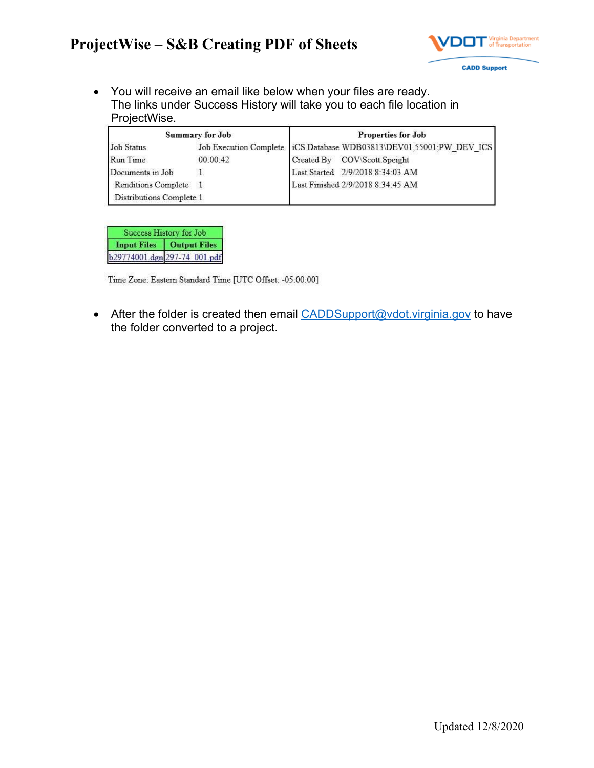- You will receive an email like below when your files are ready.
  The links under Success History will take you to each file location in ProjectWise.

| Summary for Job | | Properties for Job | |
|---|---|---|---|
| Job Status | Job Execution Complete. | iCS Database | WDB03813\DEV01,55001;PW_DEV_ICS |
| Run Time | 00:00:42 | Created By | COV\Scott.Speight |
| Documents in Job | 1 | Last Started | 2/9/2018 8:34:03 AM |
| Renditions Complete | 1 | Last Finished | 2/9/2018 8:34:45 AM |
| Distributions Complete | 1 | | |

| Success History for Job | |
|---|---|
| Input Files | Output Files |
| b29774001.dgn | 297-74_001.pdf |

Time Zone: Eastern Standard Time [UTC Offset: -05:00:00]

- After the folder is created then email CADDSupport@vdot.virginia.gov to have the folder converted to a project.